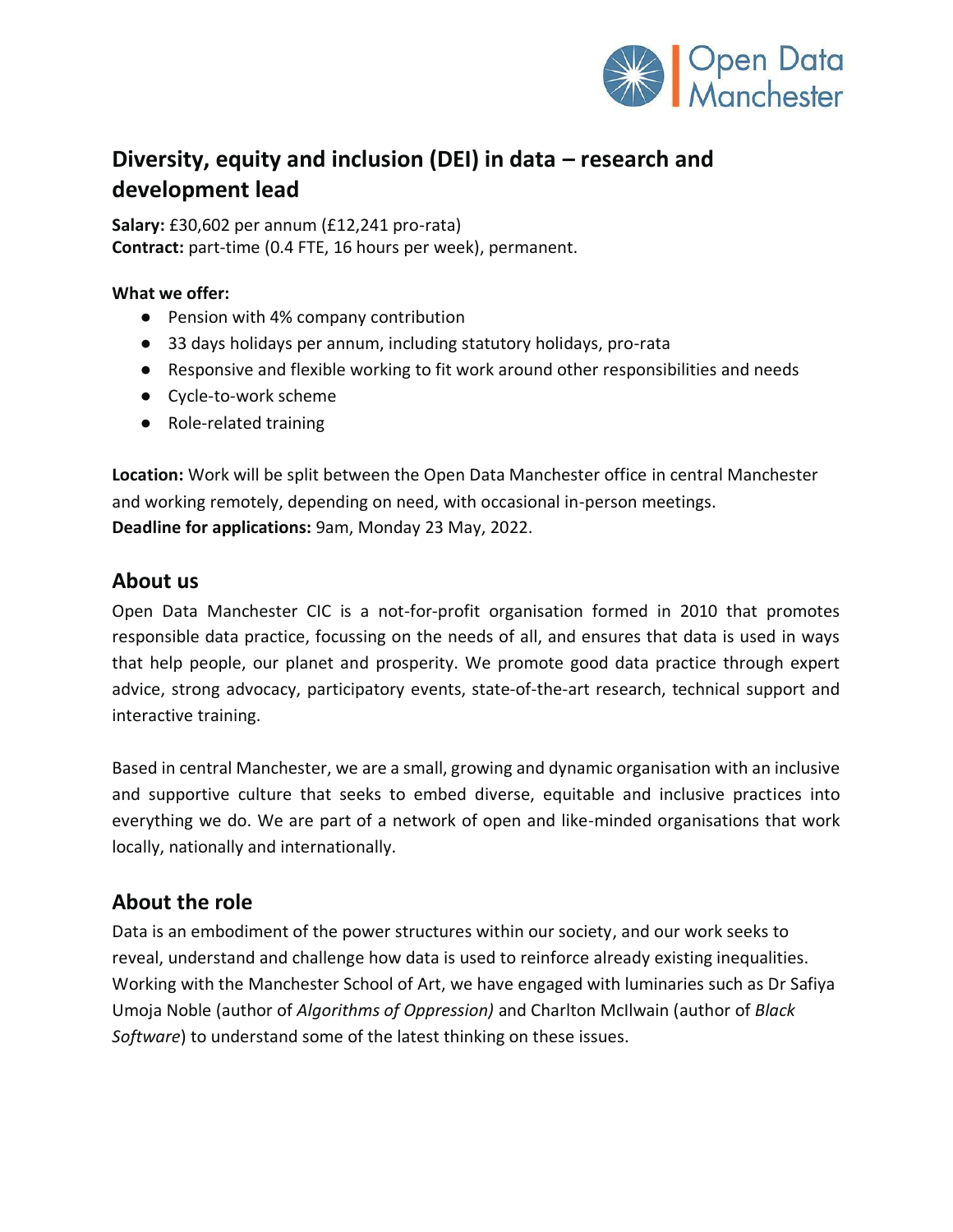# Diversity, equity and inclusion (DEI) in data – research and development lead

**Salary:** £30,602 per annum (£12,241 pro-rata)
**Contract:** part-time (0.4 FTE, 16 hours per week), permanent.

**What we offer:**

- Pension with 4% company contribution
- 33 days holidays per annum, including statutory holidays, pro-rata
- Responsive and flexible working to fit work around other responsibilities and needs
- Cycle-to-work scheme
- Role-related training

**Location:** Work will be split between the Open Data Manchester office in central Manchester and working remotely, depending on need, with occasional in-person meetings.
**Deadline for applications:** 9am, Monday 23 May, 2022.

## About us

Open Data Manchester CIC is a not-for-profit organisation formed in 2010 that promotes responsible data practice, focussing on the needs of all, and ensures that data is used in ways that help people, our planet and prosperity. We promote good data practice through expert advice, strong advocacy, participatory events, state-of-the-art research, technical support and interactive training.

Based in central Manchester, we are a small, growing and dynamic organisation with an inclusive and supportive culture that seeks to embed diverse, equitable and inclusive practices into everything we do. We are part of a network of open and like-minded organisations that work locally, nationally and internationally.

## About the role

Data is an embodiment of the power structures within our society, and our work seeks to reveal, understand and challenge how data is used to reinforce already existing inequalities. Working with the Manchester School of Art, we have engaged with luminaries such as Dr Safiya Umoja Noble (author of *Algorithms of Oppression)* and Charlton McIlwain (author of *Black Software*) to understand some of the latest thinking on these issues.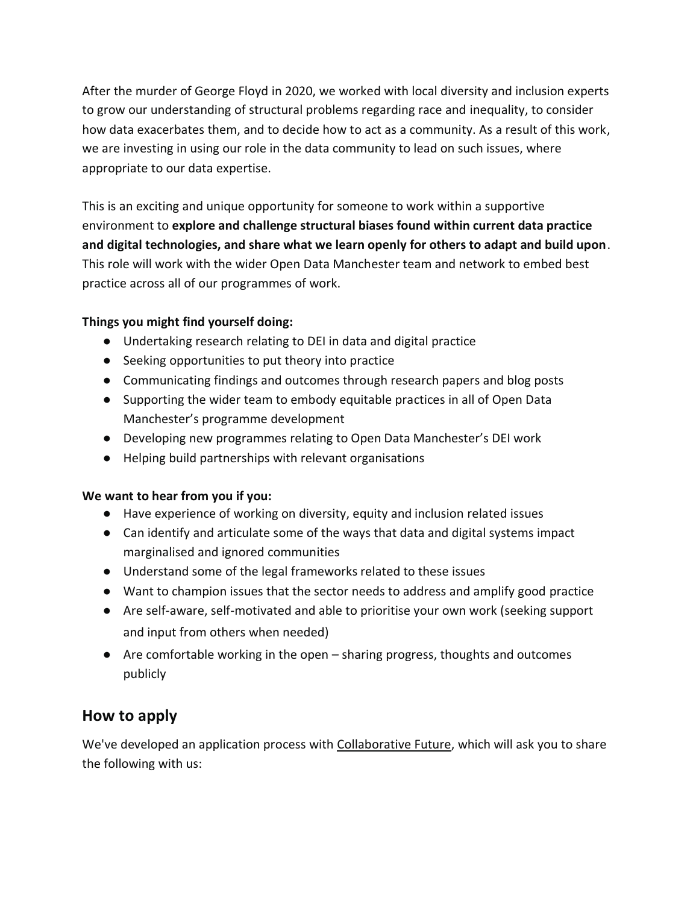After the murder of George Floyd in 2020, we worked with local diversity and inclusion experts to grow our understanding of structural problems regarding race and inequality, to consider how data exacerbates them, and to decide how to act as a community. As a result of this work, we are investing in using our role in the data community to lead on such issues, where appropriate to our data expertise.

This is an exciting and unique opportunity for someone to work within a supportive environment to **explore and challenge structural biases found within current data practice and digital technologies, and share what we learn openly for others to adapt and build upon**. This role will work with the wider Open Data Manchester team and network to embed best practice across all of our programmes of work.

**Things you might find yourself doing:**

- Undertaking research relating to DEI in data and digital practice
- Seeking opportunities to put theory into practice
- Communicating findings and outcomes through research papers and blog posts
- Supporting the wider team to embody equitable practices in all of Open Data Manchester's programme development
- Developing new programmes relating to Open Data Manchester's DEI work
- Helping build partnerships with relevant organisations

**We want to hear from you if you:**

- Have experience of working on diversity, equity and inclusion related issues
- Can identify and articulate some of the ways that data and digital systems impact marginalised and ignored communities
- Understand some of the legal frameworks related to these issues
- Want to champion issues that the sector needs to address and amplify good practice
- Are self-aware, self-motivated and able to prioritise your own work (seeking support and input from others when needed)
- Are comfortable working in the open – sharing progress, thoughts and outcomes publicly

## How to apply

We've developed an application process with Collaborative Future, which will ask you to share the following with us: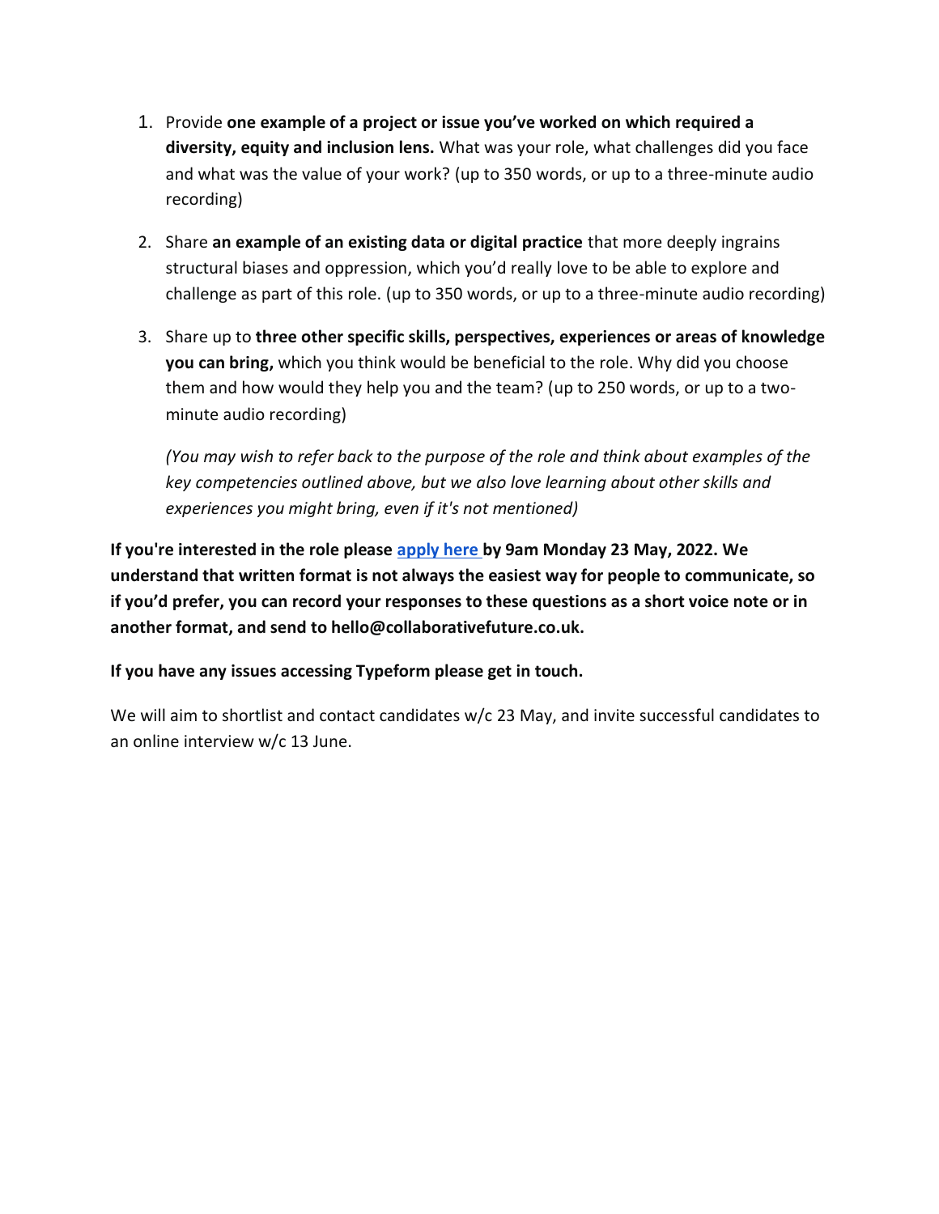1. Provide **one example of a project or issue you've worked on which required a diversity, equity and inclusion lens.** What was your role, what challenges did you face and what was the value of your work? (up to 350 words, or up to a three-minute audio recording)

2. Share **an example of an existing data or digital practice** that more deeply ingrains structural biases and oppression, which you'd really love to be able to explore and challenge as part of this role. (up to 350 words, or up to a three-minute audio recording)

3. Share up to **three other specific skills, perspectives, experiences or areas of knowledge you can bring,** which you think would be beneficial to the role. Why did you choose them and how would they help you and the team? (up to 250 words, or up to a two-minute audio recording)

   *(You may wish to refer back to the purpose of the role and think about examples of the key competencies outlined above, but we also love learning about other skills and experiences you might bring, even if it's not mentioned)*

**If you're interested in the role please apply here by 9am Monday 23 May, 2022. We understand that written format is not always the easiest way for people to communicate, so if you'd prefer, you can record your responses to these questions as a short voice note or in another format, and send to hello@collaborativefuture.co.uk.**

**If you have any issues accessing Typeform please get in touch.**

We will aim to shortlist and contact candidates w/c 23 May, and invite successful candidates to an online interview w/c 13 June.